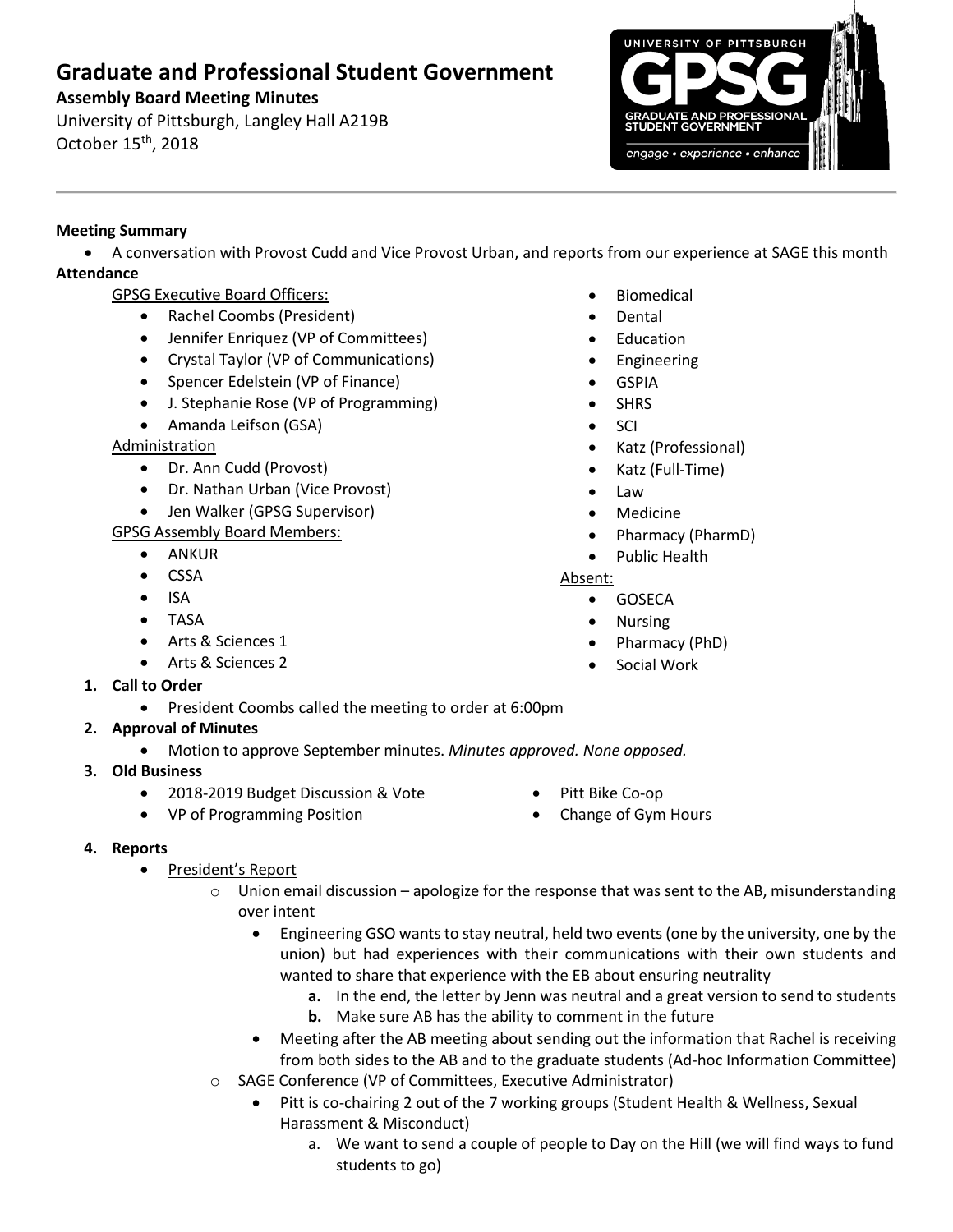# Graduate and Professional Student Government

**Assembly Board Meeting Minutes**

University of Pittsburgh, Langley Hall A219B

October 15th, 2018

**Meeting Summary**

- A conversation with Provost Cudd and Vice Provost Urban, and reports from our experience at SAGE this month

**Attendance**

GPSG Executive Board Officers:

- Rachel Coombs (President)
- Jennifer Enriquez (VP of Committees)
- Crystal Taylor (VP of Communications)
- Spencer Edelstein (VP of Finance)
- J. Stephanie Rose (VP of Programming)
- Amanda Leifson (GSA)

Administration

- Dr. Ann Cudd (Provost)
- Dr. Nathan Urban (Vice Provost)
- Jen Walker (GPSG Supervisor)

GPSG Assembly Board Members:

- ANKUR
- CSSA
- ISA
- TASA
- Arts & Sciences 1
- Arts & Sciences 2
- Biomedical
- Dental
- Education
- Engineering
- GSPIA
- SHRS
- SCI
- Katz (Professional)
- Katz (Full-Time)
- Law
- Medicine
- Pharmacy (PharmD)
- Public Health

Absent:

- GOSECA
- Nursing
- Pharmacy (PhD)
- Social Work

1. **Call to Order**
   - President Coombs called the meeting to order at 6:00pm
2. **Approval of Minutes**
   - Motion to approve September minutes. *Minutes approved. None opposed.*
3. **Old Business**
   - 2018-2019 Budget Discussion & Vote
   - VP of Programming Position
   - Pitt Bike Co-op
   - Change of Gym Hours
4. **Reports**
   - President's Report
     - Union email discussion – apologize for the response that was sent to the AB, misunderstanding over intent
       - Engineering GSO wants to stay neutral, held two events (one by the university, one by the union) but had experiences with their communications with their own students and wanted to share that experience with the EB about ensuring neutrality
         - **a.** In the end, the letter by Jenn was neutral and a great version to send to students
         - **b.** Make sure AB has the ability to comment in the future
       - Meeting after the AB meeting about sending out the information that Rachel is receiving from both sides to the AB and to the graduate students (Ad-hoc Information Committee)
     - SAGE Conference (VP of Committees, Executive Administrator)
       - Pitt is co-chairing 2 out of the 7 working groups (Student Health & Wellness, Sexual Harassment & Misconduct)
         - a. We want to send a couple of people to Day on the Hill (we will find ways to fund students to go)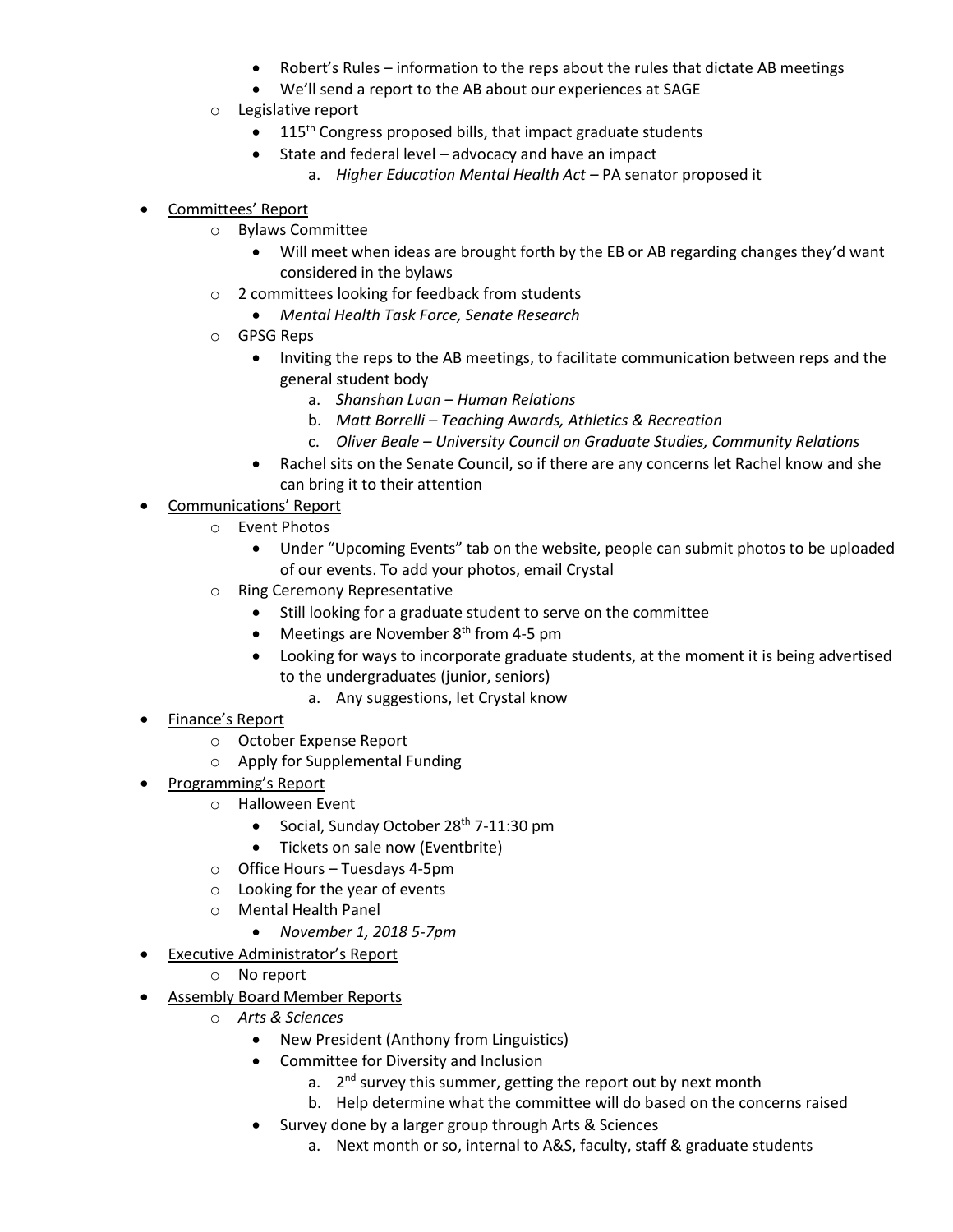- Robert's Rules – information to the reps about the rules that dictate AB meetings
        - We'll send a report to the AB about our experiences at SAGE
    - Legislative report
        - 115th Congress proposed bills, that impact graduate students
        - State and federal level – advocacy and have an impact
            a. *Higher Education Mental Health Act* – PA senator proposed it

- Committees' Report
    - Bylaws Committee
        - Will meet when ideas are brought forth by the EB or AB regarding changes they'd want considered in the bylaws
    - 2 committees looking for feedback from students
        - *Mental Health Task Force, Senate Research*
    - GPSG Reps
        - Inviting the reps to the AB meetings, to facilitate communication between reps and the general student body
            a. *Shanshan Luan – Human Relations*
            b. *Matt Borrelli – Teaching Awards, Athletics & Recreation*
            c. *Oliver Beale – University Council on Graduate Studies, Community Relations*
        - Rachel sits on the Senate Council, so if there are any concerns let Rachel know and she can bring it to their attention
- Communications' Report
    - Event Photos
        - Under "Upcoming Events" tab on the website, people can submit photos to be uploaded of our events. To add your photos, email Crystal
    - Ring Ceremony Representative
        - Still looking for a graduate student to serve on the committee
        - Meetings are November 8th from 4-5 pm
        - Looking for ways to incorporate graduate students, at the moment it is being advertised to the undergraduates (junior, seniors)
            a. Any suggestions, let Crystal know
- Finance's Report
    - October Expense Report
    - Apply for Supplemental Funding
- Programming's Report
    - Halloween Event
        - Social, Sunday October 28th 7-11:30 pm
        - Tickets on sale now (Eventbrite)
    - Office Hours – Tuesdays 4-5pm
    - Looking for the year of events
    - Mental Health Panel
        - *November 1, 2018 5-7pm*
- Executive Administrator's Report
    - No report
- Assembly Board Member Reports
    - *Arts & Sciences*
        - New President (Anthony from Linguistics)
        - Committee for Diversity and Inclusion
            a. 2nd survey this summer, getting the report out by next month
            b. Help determine what the committee will do based on the concerns raised
        - Survey done by a larger group through Arts & Sciences
            a. Next month or so, internal to A&S, faculty, staff & graduate students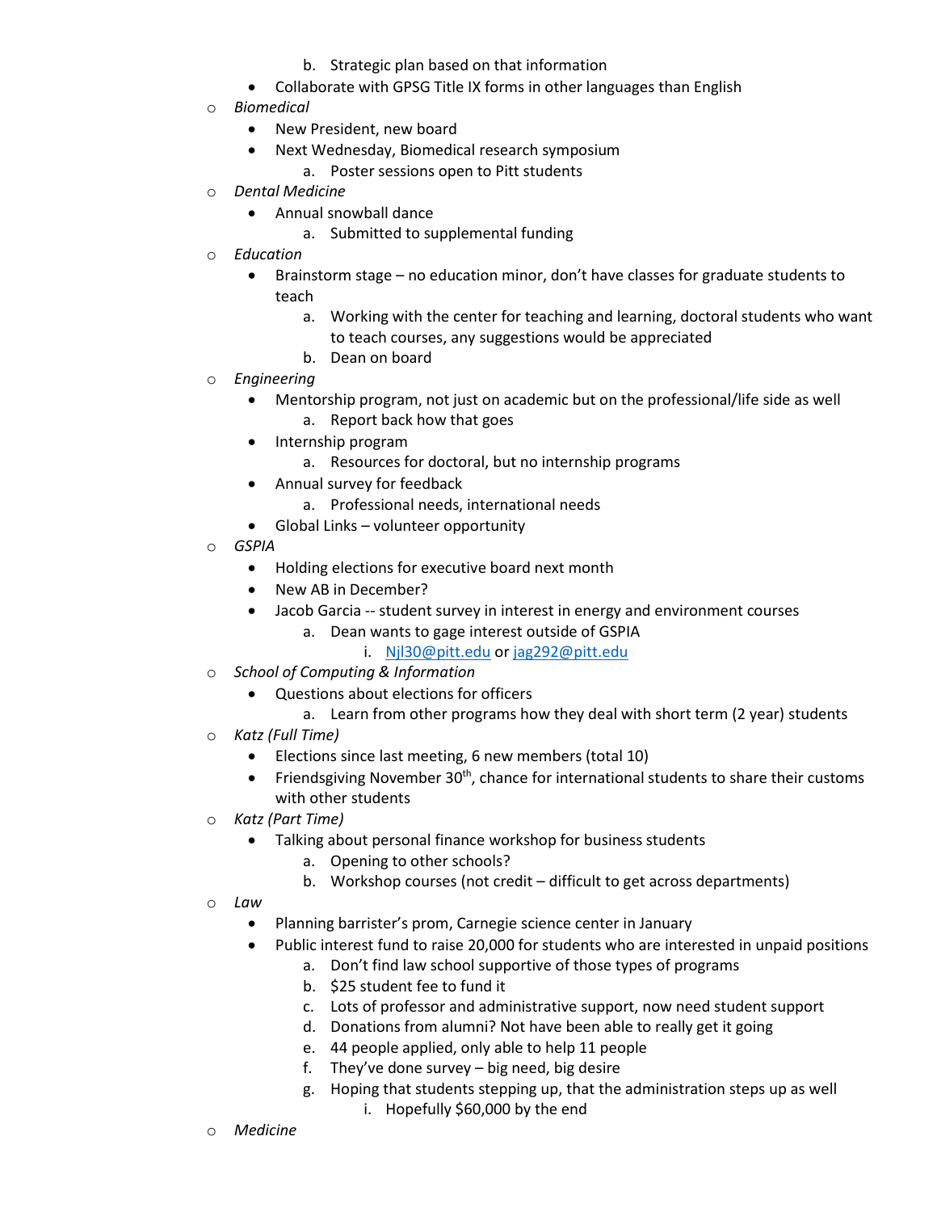b. Strategic plan based on that information
   - Collaborate with GPSG Title IX forms in other languages than English
- *Biomedical*
   - New President, new board
   - Next Wednesday, Biomedical research symposium
      a. Poster sessions open to Pitt students
- *Dental Medicine*
   - Annual snowball dance
      a. Submitted to supplemental funding
- *Education*
   - Brainstorm stage – no education minor, don't have classes for graduate students to teach
      a. Working with the center for teaching and learning, doctoral students who want to teach courses, any suggestions would be appreciated
      b. Dean on board
- *Engineering*
   - Mentorship program, not just on academic but on the professional/life side as well
      a. Report back how that goes
   - Internship program
      a. Resources for doctoral, but no internship programs
   - Annual survey for feedback
      a. Professional needs, international needs
   - Global Links – volunteer opportunity
- *GSPIA*
   - Holding elections for executive board next month
   - New AB in December?
   - Jacob Garcia -- student survey in interest in energy and environment courses
      a. Dean wants to gage interest outside of GSPIA
         i. Njl30@pitt.edu or jag292@pitt.edu
- *School of Computing & Information*
   - Questions about elections for officers
      a. Learn from other programs how they deal with short term (2 year) students
- *Katz (Full Time)*
   - Elections since last meeting, 6 new members (total 10)
   - Friendsgiving November 30th, chance for international students to share their customs with other students
- *Katz (Part Time)*
   - Talking about personal finance workshop for business students
      a. Opening to other schools?
      b. Workshop courses (not credit – difficult to get across departments)
- *Law*
   - Planning barrister's prom, Carnegie science center in January
   - Public interest fund to raise 20,000 for students who are interested in unpaid positions
      a. Don't find law school supportive of those types of programs
      b. $25 student fee to fund it
      c. Lots of professor and administrative support, now need student support
      d. Donations from alumni? Not have been able to really get it going
      e. 44 people applied, only able to help 11 people
      f. They've done survey – big need, big desire
      g. Hoping that students stepping up, that the administration steps up as well
         i. Hopefully $60,000 by the end
- *Medicine*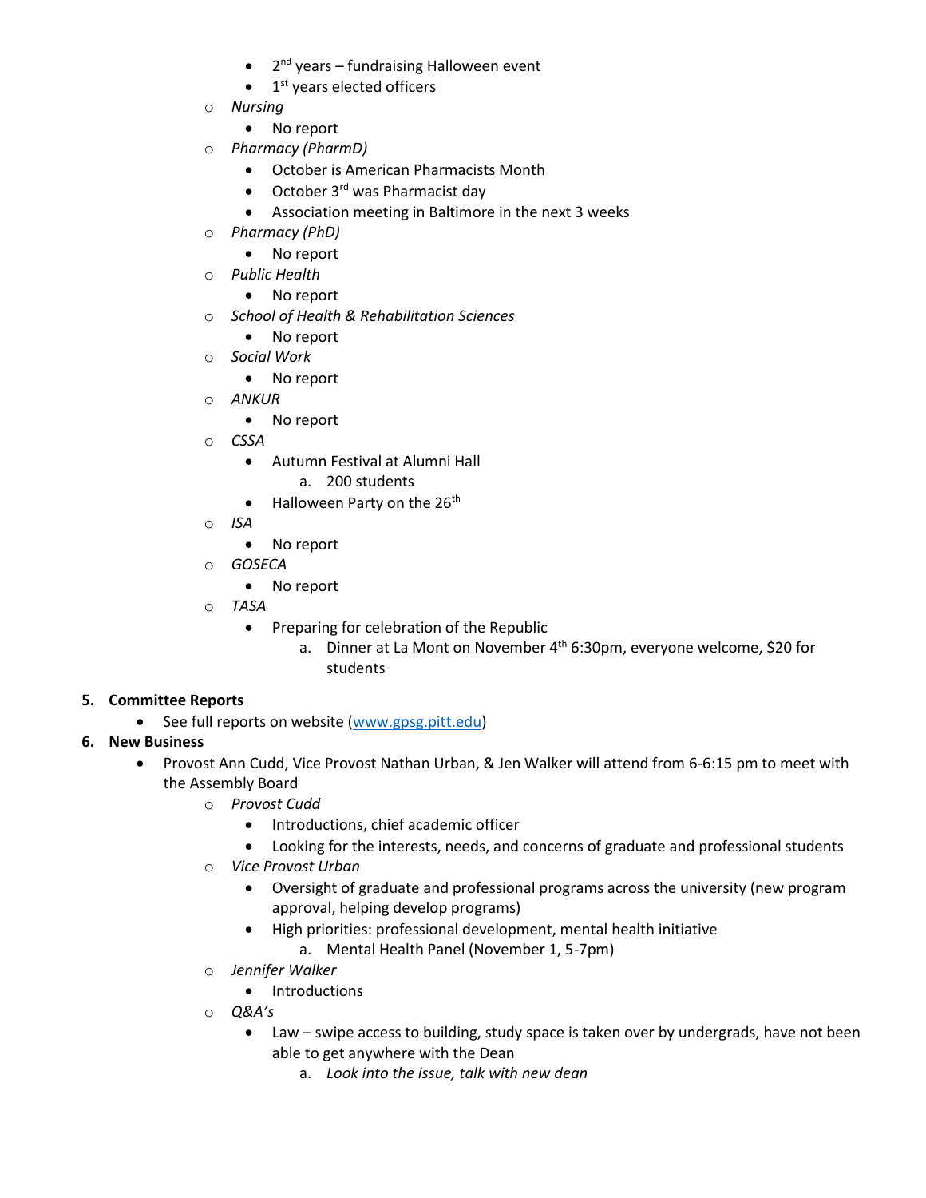- 2nd years – fundraising Halloween event
- 1st years elected officers

- *Nursing*
  - No report
- *Pharmacy (PharmD)*
  - October is American Pharmacists Month
  - October 3rd was Pharmacist day
  - Association meeting in Baltimore in the next 3 weeks
- *Pharmacy (PhD)*
  - No report
- *Public Health*
  - No report
- *School of Health & Rehabilitation Sciences*
  - No report
- *Social Work*
  - No report
- *ANKUR*
  - No report
- *CSSA*
  - Autumn Festival at Alumni Hall
    a. 200 students
  - Halloween Party on the 26th
- *ISA*
  - No report
- *GOSECA*
  - No report
- *TASA*
  - Preparing for celebration of the Republic
    a. Dinner at La Mont on November 4th 6:30pm, everyone welcome, $20 for students

5. **Committee Reports**
   - See full reports on website (www.gpsg.pitt.edu)
6. **New Business**
   - Provost Ann Cudd, Vice Provost Nathan Urban, & Jen Walker will attend from 6-6:15 pm to meet with the Assembly Board
     - *Provost Cudd*
       - Introductions, chief academic officer
       - Looking for the interests, needs, and concerns of graduate and professional students
     - *Vice Provost Urban*
       - Oversight of graduate and professional programs across the university (new program approval, helping develop programs)
       - High priorities: professional development, mental health initiative
         a. Mental Health Panel (November 1, 5-7pm)
     - *Jennifer Walker*
       - Introductions
     - *Q&A's*
       - Law – swipe access to building, study space is taken over by undergrads, have not been able to get anywhere with the Dean
         a. *Look into the issue, talk with new dean*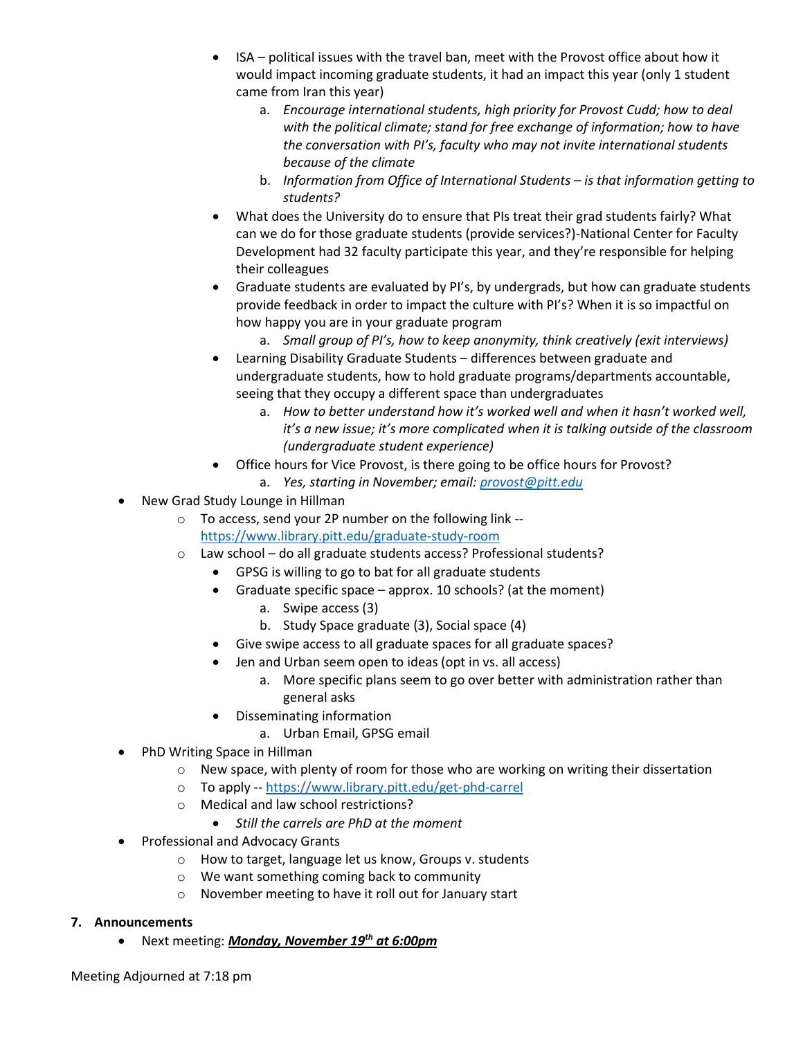- ISA – political issues with the travel ban, meet with the Provost office about how it would impact incoming graduate students, it had an impact this year (only 1 student came from Iran this year)
    a. *Encourage international students, high priority for Provost Cudd; how to deal with the political climate; stand for free exchange of information; how to have the conversation with PI's, faculty who may not invite international students because of the climate*
    b. *Information from Office of International Students – is that information getting to students?*
- What does the University do to ensure that PIs treat their grad students fairly? What can we do for those graduate students (provide services?)-National Center for Faculty Development had 32 faculty participate this year, and they're responsible for helping their colleagues
- Graduate students are evaluated by PI's, by undergrads, but how can graduate students provide feedback in order to impact the culture with PI's? When it is so impactful on how happy you are in your graduate program
    a. *Small group of PI's, how to keep anonymity, think creatively (exit interviews)*
- Learning Disability Graduate Students – differences between graduate and undergraduate students, how to hold graduate programs/departments accountable, seeing that they occupy a different space than undergraduates
    a. *How to better understand how it's worked well and when it hasn't worked well, it's a new issue; it's more complicated when it is talking outside of the classroom (undergraduate student experience)*
- Office hours for Vice Provost, is there going to be office hours for Provost?
    a. *Yes, starting in November; email: provost@pitt.edu*

- New Grad Study Lounge in Hillman
    - To access, send your 2P number on the following link -- https://www.library.pitt.edu/graduate-study-room
    - Law school – do all graduate students access? Professional students?
        - GPSG is willing to go to bat for all graduate students
        - Graduate specific space – approx. 10 schools? (at the moment)
            a. Swipe access (3)
            b. Study Space graduate (3), Social space (4)
        - Give swipe access to all graduate spaces for all graduate spaces?
        - Jen and Urban seem open to ideas (opt in vs. all access)
            a. More specific plans seem to go over better with administration rather than general asks
        - Disseminating information
            a. Urban Email, GPSG email
- PhD Writing Space in Hillman
    - New space, with plenty of room for those who are working on writing their dissertation
    - To apply -- https://www.library.pitt.edu/get-phd-carrel
    - Medical and law school restrictions?
        - *Still the carrels are PhD at the moment*
- Professional and Advocacy Grants
    - How to target, language let us know, Groups v. students
    - We want something coming back to community
    - November meeting to have it roll out for January start

**7. Announcements**

- Next meeting: ***Monday, November 19th at 6:00pm***

Meeting Adjourned at 7:18 pm